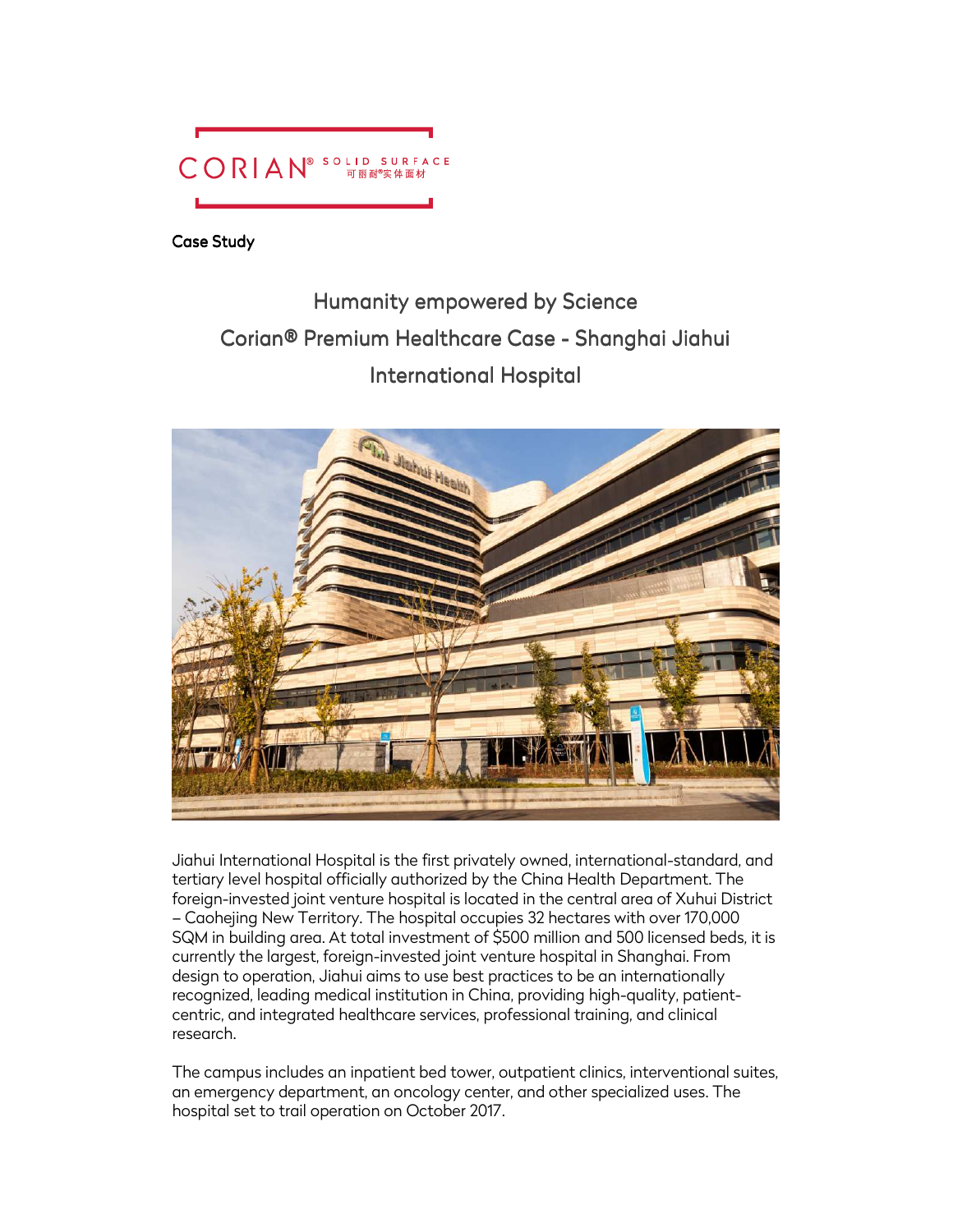Case Study

# Humanity empowered by Science

# Corian® Premium Healthcare Case - Shanghai Jiahui International Hospital

Jiahui International Hospital is the first privately owned, international-standard, and tertiary level hospital officially authorized by the China Health Department. The foreign-invested joint venture hospital is located in the central area of Xuhui District – Caohejing New Territory. The hospital occupies 32 hectares with over 170,000 SQM in building area. At total investment of $500 million and 500 licensed beds, it is currently the largest, foreign-invested joint venture hospital in Shanghai. From design to operation, Jiahui aims to use best practices to be an internationally recognized, leading medical institution in China, providing high-quality, patient-centric, and integrated healthcare services, professional training, and clinical research.

The campus includes an inpatient bed tower, outpatient clinics, interventional suites, an emergency department, an oncology center, and other specialized uses. The hospital set to trail operation on October 2017.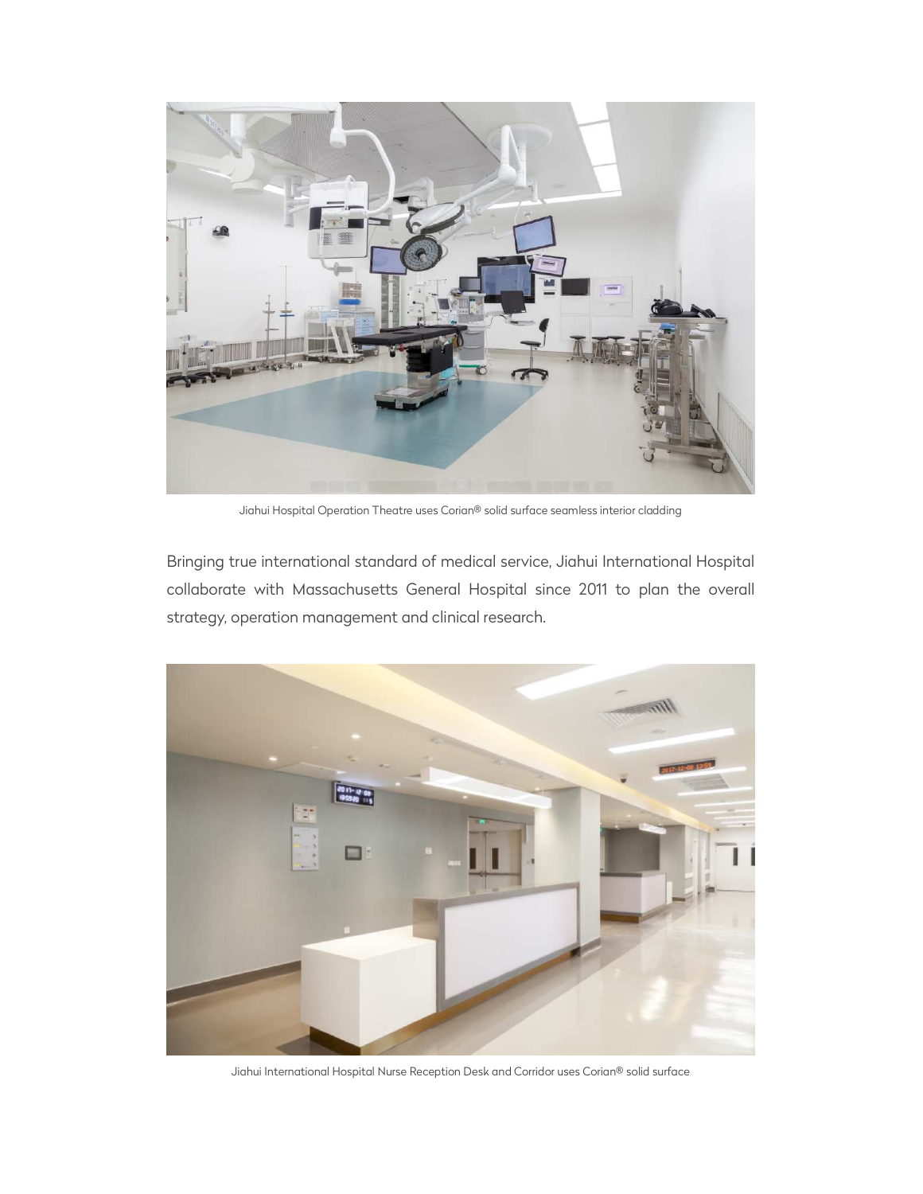Jiahui Hospital Operation Theatre uses Corian® solid surface seamless interior cladding

Bringing true international standard of medical service, Jiahui International Hospital collaborate with Massachusetts General Hospital since 2011 to plan the overall strategy, operation management and clinical research.

Jiahui International Hospital Nurse Reception Desk and Corridor uses Corian® solid surface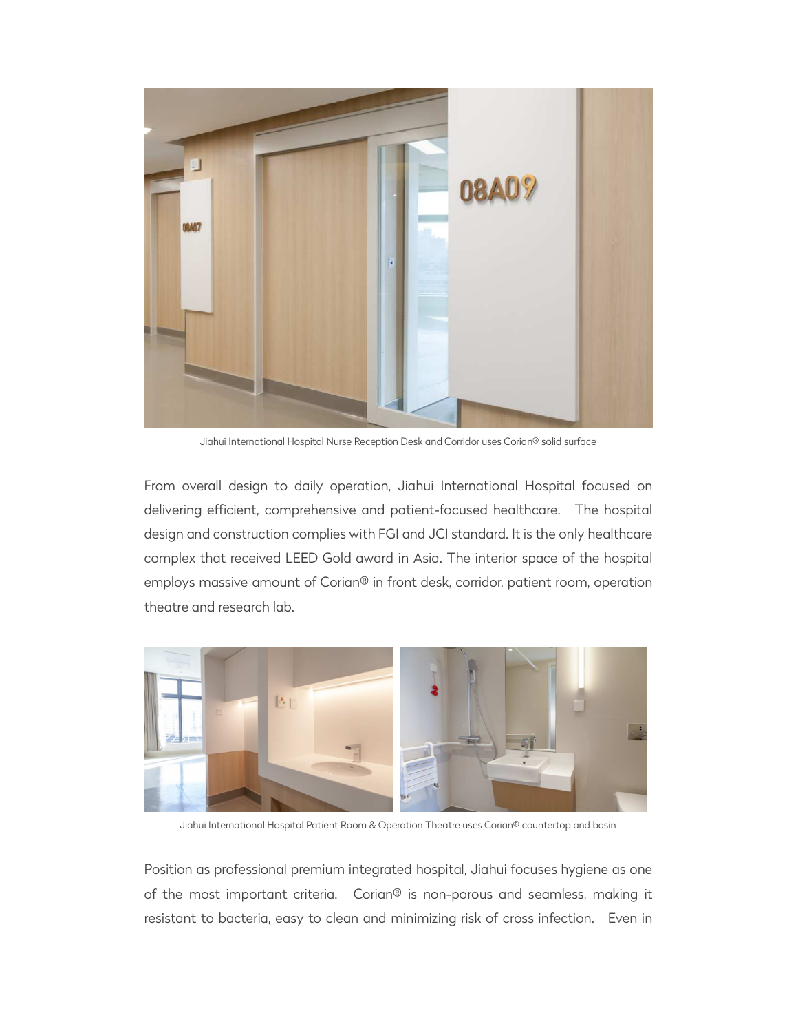Jiahui International Hospital Nurse Reception Desk and Corridor uses Corian® solid surface

From overall design to daily operation, Jiahui International Hospital focused on delivering efficient, comprehensive and patient-focused healthcare. The hospital design and construction complies with FGI and JCI standard. It is the only healthcare complex that received LEED Gold award in Asia. The interior space of the hospital employs massive amount of Corian® in front desk, corridor, patient room, operation theatre and research lab.

Jiahui International Hospital Patient Room & Operation Theatre uses Corian® countertop and basin

Position as professional premium integrated hospital, Jiahui focuses hygiene as one of the most important criteria. Corian® is non-porous and seamless, making it resistant to bacteria, easy to clean and minimizing risk of cross infection. Even in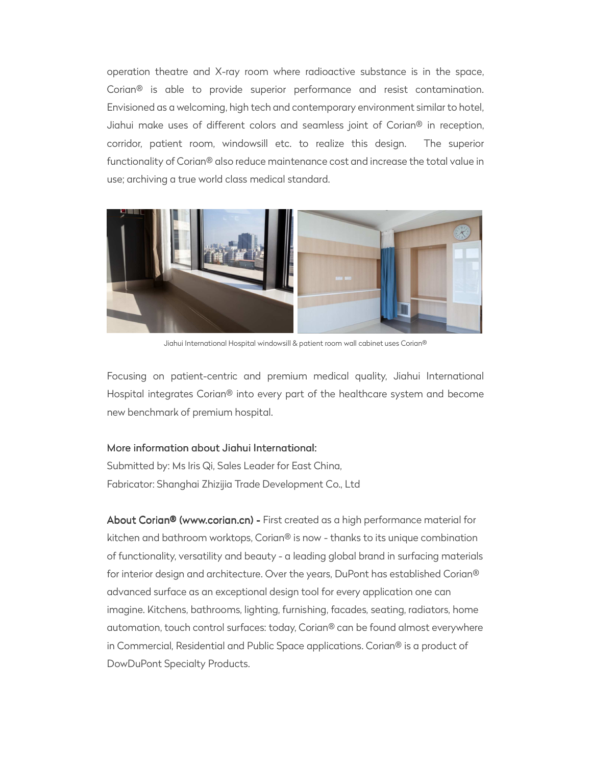operation theatre and X-ray room where radioactive substance is in the space, Corian® is able to provide superior performance and resist contamination. Envisioned as a welcoming, high tech and contemporary environment similar to hotel, Jiahui make uses of different colors and seamless joint of Corian® in reception, corridor, patient room, windowsill etc. to realize this design. The superior functionality of Corian® also reduce maintenance cost and increase the total value in use; archiving a true world class medical standard.

Jiahui International Hospital windowsill & patient room wall cabinet uses Corian®

Focusing on patient-centric and premium medical quality, Jiahui International Hospital integrates Corian® into every part of the healthcare system and become new benchmark of premium hospital.

More information about Jiahui International:

Submitted by: Ms Iris Qi, Sales Leader for East China,

Fabricator: Shanghai Zhizijia Trade Development Co., Ltd

**About Corian® (www.corian.cn) -** First created as a high performance material for kitchen and bathroom worktops, Corian® is now - thanks to its unique combination of functionality, versatility and beauty - a leading global brand in surfacing materials for interior design and architecture. Over the years, DuPont has established Corian® advanced surface as an exceptional design tool for every application one can imagine. Kitchens, bathrooms, lighting, furnishing, facades, seating, radiators, home automation, touch control surfaces: today, Corian® can be found almost everywhere in Commercial, Residential and Public Space applications. Corian® is a product of DowDuPont Specialty Products.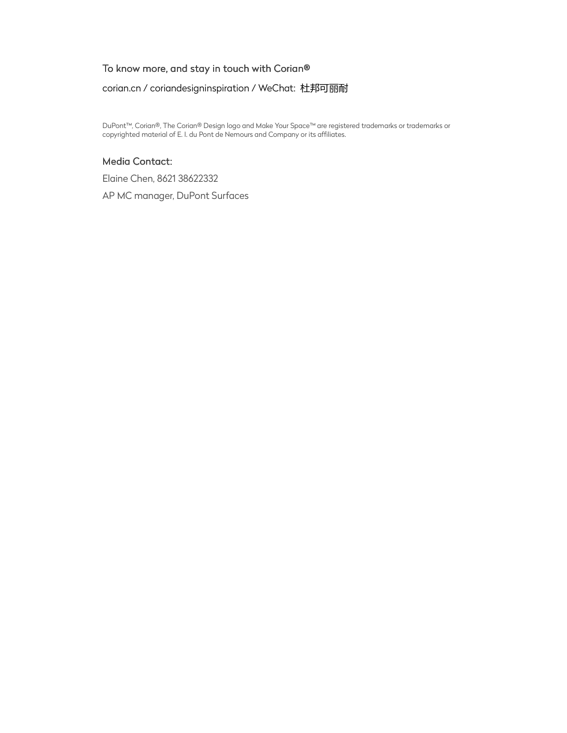To know more, and stay in touch with Corian®

corian.cn / coriandesigninspiration / WeChat: 杜邦可丽耐

DuPont™, Corian®, The Corian® Design logo and Make Your Space™ are registered trademarks or trademarks or copyrighted material of E. I. du Pont de Nemours and Company or its affiliates.

**Media Contact:**

Elaine Chen, 8621 38622332

AP MC manager, DuPont Surfaces